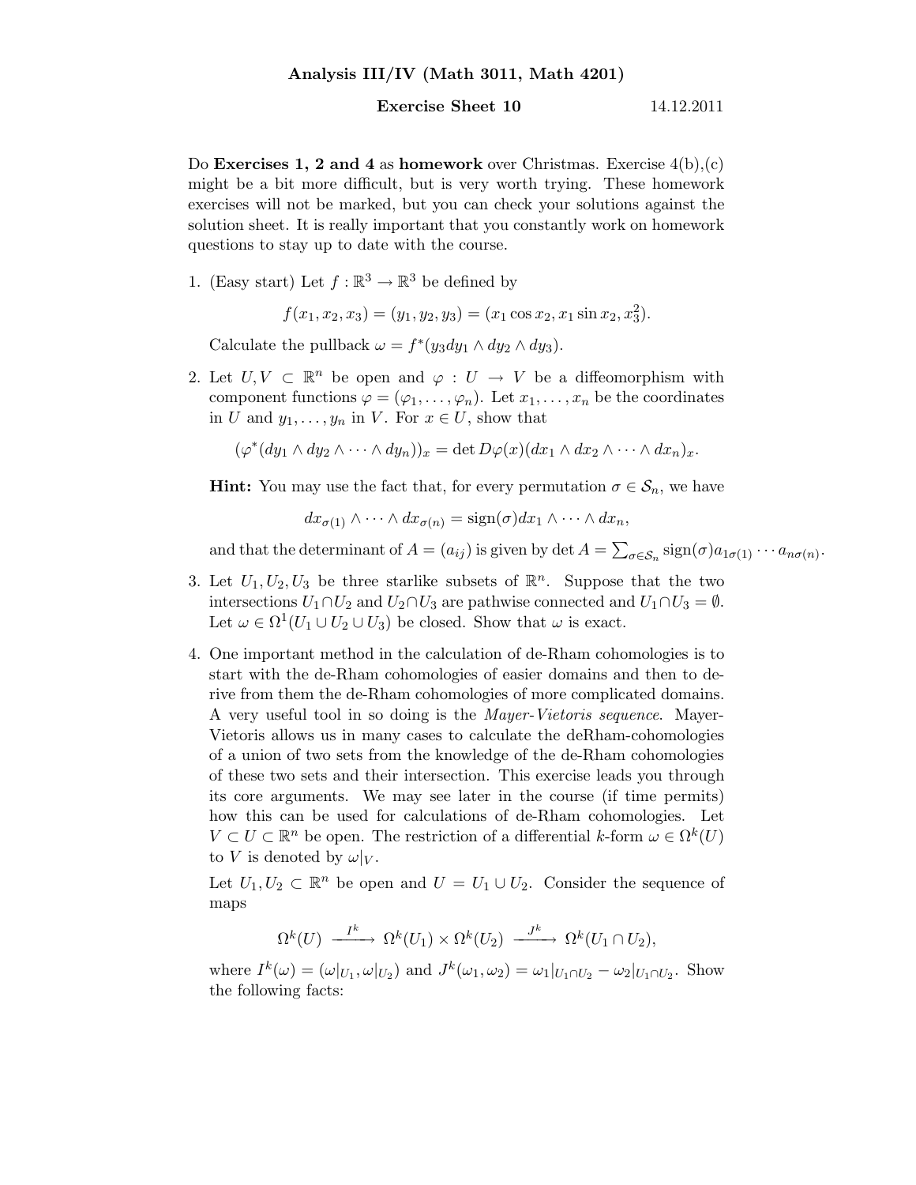**Analysis III/IV (Math 3011, Math 4201)**

**Exercise Sheet 10** 14.12.2011

Do **Exercises 1, 2 and 4** as **homework** over Christmas. Exercise 4(b),(c) might be a bit more difficult, but is very worth trying. These homework exercises will not be marked, but you can check your solutions against the solution sheet. It is really important that you constantly work on homework questions to stay up to date with the course.

1. (Easy start) Let $f : \mathbb{R}^3 \to \mathbb{R}^3$ be defined by

   $$f(x_1, x_2, x_3) = (y_1, y_2, y_3) = (x_1 \cos x_2, x_1 \sin x_2, x_3^2).$$

   Calculate the pullback $\omega = f^*(y_3 dy_1 \wedge dy_2 \wedge dy_3)$.

2. Let $U, V \subset \mathbb{R}^n$ be open and $\varphi : U \to V$ be a diffeomorphism with component functions $\varphi = (\varphi_1, \dots, \varphi_n)$. Let $x_1, \dots, x_n$ be the coordinates in $U$ and $y_1, \dots, y_n$ in $V$. For $x \in U$, show that

   $$(\varphi^*(dy_1 \wedge dy_2 \wedge \cdots \wedge dy_n))_x = \det D\varphi(x)(dx_1 \wedge dx_2 \wedge \cdots \wedge dx_n)_x.$$

   **Hint:** You may use the fact that, for every permutation $\sigma \in \mathcal{S}_n$, we have

   $$dx_{\sigma(1)} \wedge \cdots \wedge dx_{\sigma(n)} = \text{sign}(\sigma) dx_1 \wedge \cdots \wedge dx_n,$$

   and that the determinant of $A = (a_{ij})$ is given by $\det A = \sum_{\sigma \in \mathcal{S}_n} \text{sign}(\sigma) a_{1\sigma(1)} \cdots a_{n\sigma(n)}$.

3. Let $U_1, U_2, U_3$ be three starlike subsets of $\mathbb{R}^n$. Suppose that the two intersections $U_1 \cap U_2$ and $U_2 \cap U_3$ are pathwise connected and $U_1 \cap U_3 = \emptyset$. Let $\omega \in \Omega^1(U_1 \cup U_2 \cup U_3)$ be closed. Show that $\omega$ is exact.

4. One important method in the calculation of de-Rham cohomologies is to start with the de-Rham cohomologies of easier domains and then to derive from them the de-Rham cohomologies of more complicated domains. A very useful tool in so doing is the *Mayer-Vietoris sequence*. Mayer-Vietoris allows us in many cases to calculate the deRham-cohomologies of a union of two sets from the knowledge of the de-Rham cohomologies of these two sets and their intersection. This exercise leads you through its core arguments. We may see later in the course (if time permits) how this can be used for calculations of de-Rham cohomologies. Let $V \subset U \subset \mathbb{R}^n$ be open. The restriction of a differential $k$-form $\omega \in \Omega^k(U)$ to $V$ is denoted by $\omega|_V$.

   Let $U_1, U_2 \subset \mathbb{R}^n$ be open and $U = U_1 \cup U_2$. Consider the sequence of maps

   $$\Omega^k(U) \xrightarrow{I^k} \Omega^k(U_1) \times \Omega^k(U_2) \xrightarrow{J^k} \Omega^k(U_1 \cap U_2),$$

   where $I^k(\omega) = (\omega|_{U_1}, \omega|_{U_2})$ and $J^k(\omega_1, \omega_2) = \omega_1|_{U_1 \cap U_2} - \omega_2|_{U_1 \cap U_2}$. Show the following facts: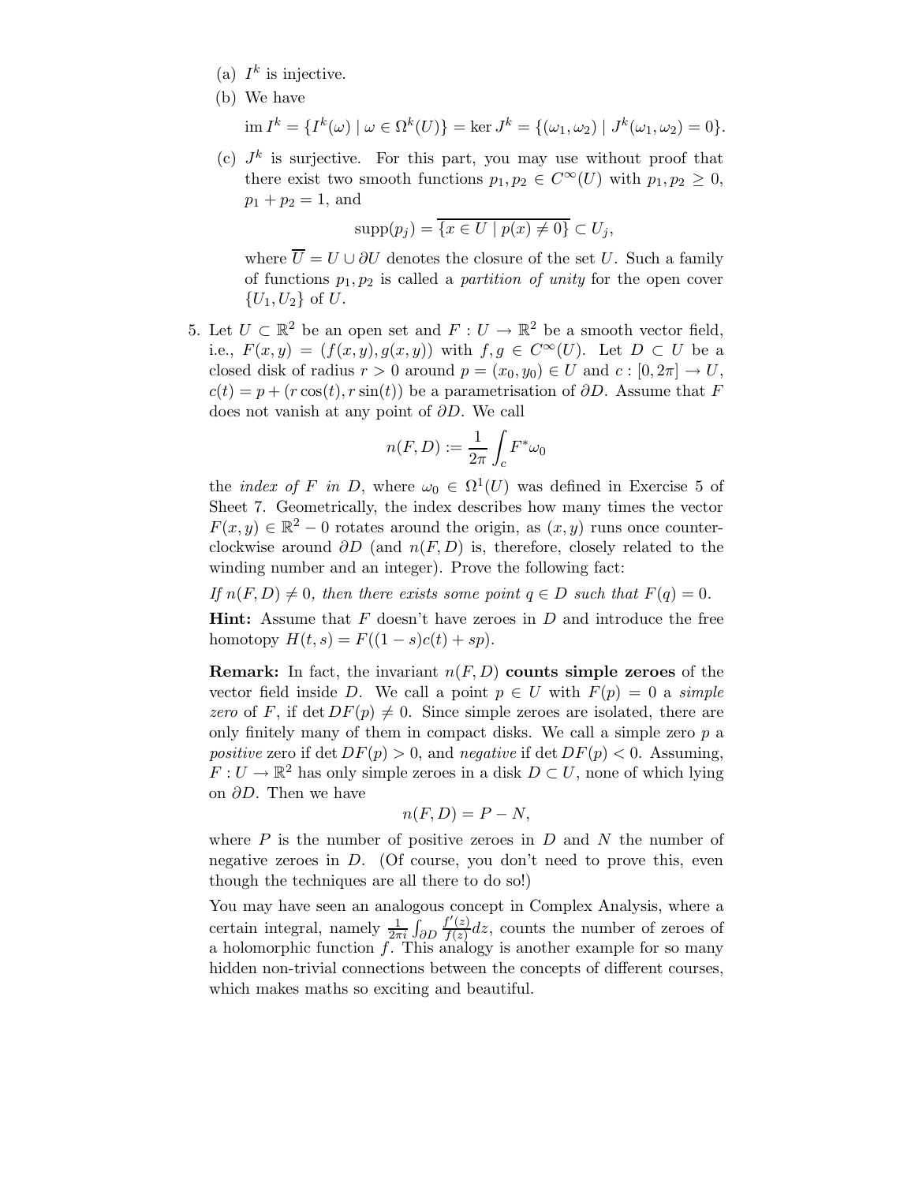(a) $I^k$ is injective.

(b) We have

$$\operatorname{im} I^k = \{I^k(\omega) \mid \omega \in \Omega^k(U)\} = \ker J^k = \{(\omega_1, \omega_2) \mid J^k(\omega_1, \omega_2) = 0\}.$$

(c) $J^k$ is surjective. For this part, you may use without proof that there exist two smooth functions $p_1, p_2 \in C^\infty(U)$ with $p_1, p_2 \geq 0$, $p_1 + p_2 = 1$, and

$$\operatorname{supp}(p_j) = \overline{\{x \in U \mid p(x) \neq 0\}} \subset U_j,$$

where $\overline{U} = U \cup \partial U$ denotes the closure of the set $U$. Such a family of functions $p_1, p_2$ is called a *partition of unity* for the open cover $\{U_1, U_2\}$ of $U$.

5. Let $U \subset \mathbb{R}^2$ be an open set and $F : U \to \mathbb{R}^2$ be a smooth vector field, i.e., $F(x, y) = (f(x, y), g(x, y))$ with $f, g \in C^\infty(U)$. Let $D \subset U$ be a closed disk of radius $r > 0$ around $p = (x_0, y_0) \in U$ and $c : [0, 2\pi] \to U$, $c(t) = p + (r\cos(t), r\sin(t))$ be a parametrisation of $\partial D$. Assume that $F$ does not vanish at any point of $\partial D$. We call

$$n(F, D) := \frac{1}{2\pi} \int_c F^*\omega_0$$

the *index of $F$ in $D$*, where $\omega_0 \in \Omega^1(U)$ was defined in Exercise 5 of Sheet 7. Geometrically, the index describes how many times the vector $F(x, y) \in \mathbb{R}^2 - 0$ rotates around the origin, as $(x, y)$ runs once counter-clockwise around $\partial D$ (and $n(F, D)$ is, therefore, closely related to the winding number and an integer). Prove the following fact:

*If $n(F, D) \neq 0$, then there exists some point $q \in D$ such that $F(q) = 0$.*

**Hint:** Assume that $F$ doesn't have zeroes in $D$ and introduce the free homotopy $H(t, s) = F((1 - s)c(t) + sp)$.

**Remark:** In fact, the invariant $n(F, D)$ **counts simple zeroes** of the vector field inside $D$. We call a point $p \in U$ with $F(p) = 0$ a *simple zero* of $F$, if $\det DF(p) \neq 0$. Since simple zeroes are isolated, there are only finitely many of them in compact disks. We call a simple zero $p$ a *positive* zero if $\det DF(p) > 0$, and *negative* if $\det DF(p) < 0$. Assuming, $F : U \to \mathbb{R}^2$ has only simple zeroes in a disk $D \subset U$, none of which lying on $\partial D$. Then we have

$$n(F, D) = P - N,$$

where $P$ is the number of positive zeroes in $D$ and $N$ the number of negative zeroes in $D$. (Of course, you don't need to prove this, even though the techniques are all there to do so!)

You may have seen an analogous concept in Complex Analysis, where a certain integral, namely $\frac{1}{2\pi i} \int_{\partial D} \frac{f'(z)}{f(z)} dz$, counts the number of zeroes of a holomorphic function $f$. This analogy is another example for so many hidden non-trivial connections between the concepts of different courses, which makes maths so exciting and beautiful.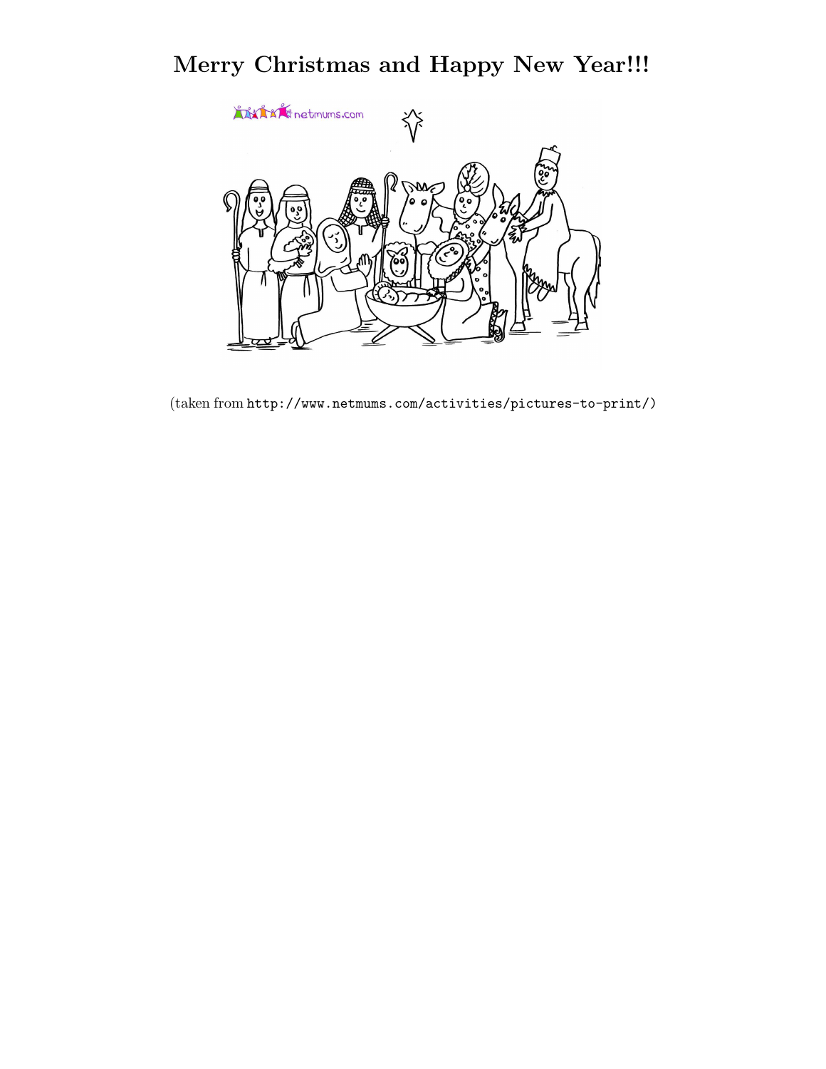# Merry Christmas and Happy New Year!!!

(taken from http://www.netmums.com/activities/pictures-to-print/)